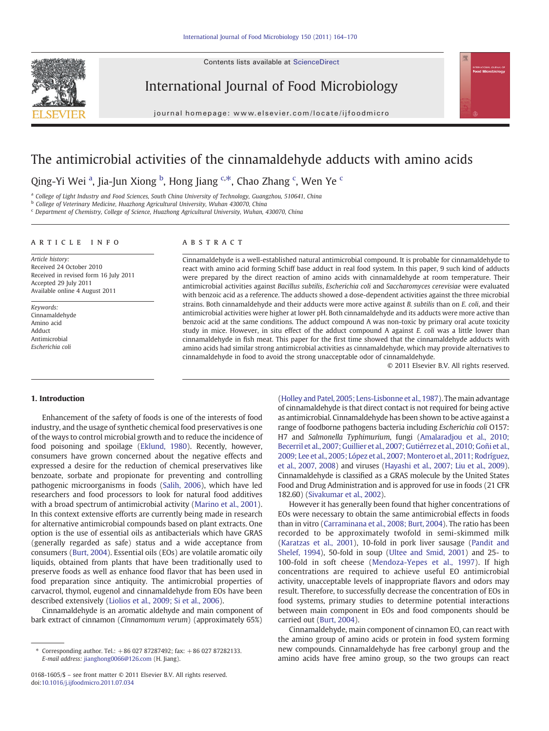# The antimicrobial activities of the cinnamaldehyde adducts with amino acids

Qing-Yi Wei [a], Jia-Jun Xiong [b], Hong Jiang [c,*], Chao Zhang [c], Wen Ye [c]

[a] College of Light Industry and Food Sciences, South China University of Technology, Guangzhou, 510641, China
[b] College of Veterinary Medicine, Huazhong Agricultural University, Wuhan 430070, China
[c] Department of Chemistry, College of Science, Huazhong Agricultural University, Wuhan, 430070, China

## ARTICLE INFO

*Article history:*
Received 24 October 2010
Received in revised form 16 July 2011
Accepted 29 July 2011
Available online 4 August 2011

*Keywords:*
Cinnamaldehyde
Amino acid
Adduct
Antimicrobial
*Escherichia coli*

## ABSTRACT

Cinnamaldehyde is a well-established natural antimicrobial compound. It is probable for cinnamaldehyde to react with amino acid forming Schiff base adduct in real food system. In this paper, 9 such kind of adducts were prepared by the direct reaction of amino acids with cinnamaldehyde at room temperature. Their antimicrobial activities against *Bacillus subtilis*, *Escherichia coli* and *Saccharomyces cerevisiae* were evaluated with benzoic acid as a reference. The adducts showed a dose-dependent activities against the three microbial strains. Both cinnamaldehyde and their adducts were more active against *B. subtilis* than on *E. coli*, and their antimicrobial activities were higher at lower pH. Both cinnamaldehyde and its adducts were more active than benzoic acid at the same conditions. The adduct compound A was non-toxic by primary oral acute toxicity study in mice. However, in situ effect of the adduct compound A against *E. coli* was a little lower than cinnamaldehyde in fish meat. This paper for the first time showed that the cinnamaldehyde adducts with amino acids had similar strong antimicrobial activities as cinnamaldehyde, which may provide alternatives to cinnamaldehyde in food to avoid the strong unacceptable odor of cinnamaldehyde.

© 2011 Elsevier B.V. All rights reserved.

## 1. Introduction

Enhancement of the safety of foods is one of the interests of food industry, and the usage of synthetic chemical food preservatives is one of the ways to control microbial growth and to reduce the incidence of food poisoning and spoilage (Eklund, 1980). Recently, however, consumers have grown concerned about the negative effects and expressed a desire for the reduction of chemical preservatives like benzoate, sorbate and propionate for preventing and controlling pathogenic microorganisms in foods (Salih, 2006), which have led researchers and food processors to look for natural food additives with a broad spectrum of antimicrobial activity (Marino et al., 2001). In this context extensive efforts are currently being made in research for alternative antimicrobial compounds based on plant extracts. One option is the use of essential oils as antibacterials which have GRAS (generally regarded as safe) status and a wide acceptance from consumers (Burt, 2004). Essential oils (EOs) are volatile aromatic oily liquids, obtained from plants that have been traditionally used to preserve foods as well as enhance food flavor that has been used in food preparation since antiquity. The antimicrobial properties of carvacrol, thymol, eugenol and cinnamaldehyde from EOs have been described extensively (Liolios et al., 2009; Si et al., 2006).

Cinnamaldehyde is an aromatic aldehyde and main component of bark extract of cinnamon (*Cinnamomum verum*) (approximately 65%) (Holley and Patel, 2005; Lens-Lisbonne et al., 1987). The main advantage of cinnamaldehyde is that direct contact is not required for being active as antimicrobial. Cinnamaldehyde has been shown to be active against a range of foodborne pathogens bacteria including *Escherichia coli* O157:H7 and *Salmonella Typhimurium*, fungi (Amalaradjou et al., 2010; Becerril et al., 2007; Guillier et al., 2007; Gutiérrez et al., 2010; Goñi et al., 2009; Lee et al., 2005; López et al., 2007; Montero et al., 2011; Rodríguez, et al., 2007, 2008) and viruses (Hayashi et al., 2007; Liu et al., 2009). Cinnamaldehyde is classified as a GRAS molecule by the United States Food and Drug Administration and is approved for use in foods (21 CFR 182.60) (Sivakumar et al., 2002).

However it has generally been found that higher concentrations of EOs were necessary to obtain the same antimicrobial effects in foods than in vitro (Carraminana et al., 2008; Burt, 2004). The ratio has been recorded to be approximately twofold in semi-skimmed milk (Karatzas et al., 2001), 10-fold in pork liver sausage (Pandit and Shelef, 1994), 50-fold in soup (Ultee and Smid, 2001) and 25- to 100-fold in soft cheese (Mendoza-Yepes et al., 1997). If high concentrations are required to achieve useful EO antimicrobial activity, unacceptable levels of inappropriate flavors and odors may result. Therefore, to successfully decrease the concentration of EOs in food systems, primary studies to determine potential interactions between main component in EOs and food components should be carried out (Burt, 2004).

Cinnamaldehyde, main component of cinnamon EO, can react with the amino group of amino acids or protein in food system forming new compounds. Cinnamaldehyde has free carbonyl group and the amino acids have free amino group, so the two groups can react

---

* Corresponding author. Tel.: +86 027 87287492; fax: +86 027 87282133.
E-mail address: jianghong0066@126.com (H. Jiang).

0168-1605/$ – see front matter © 2011 Elsevier B.V. All rights reserved.
doi:10.1016/j.ijfoodmicro.2011.07.034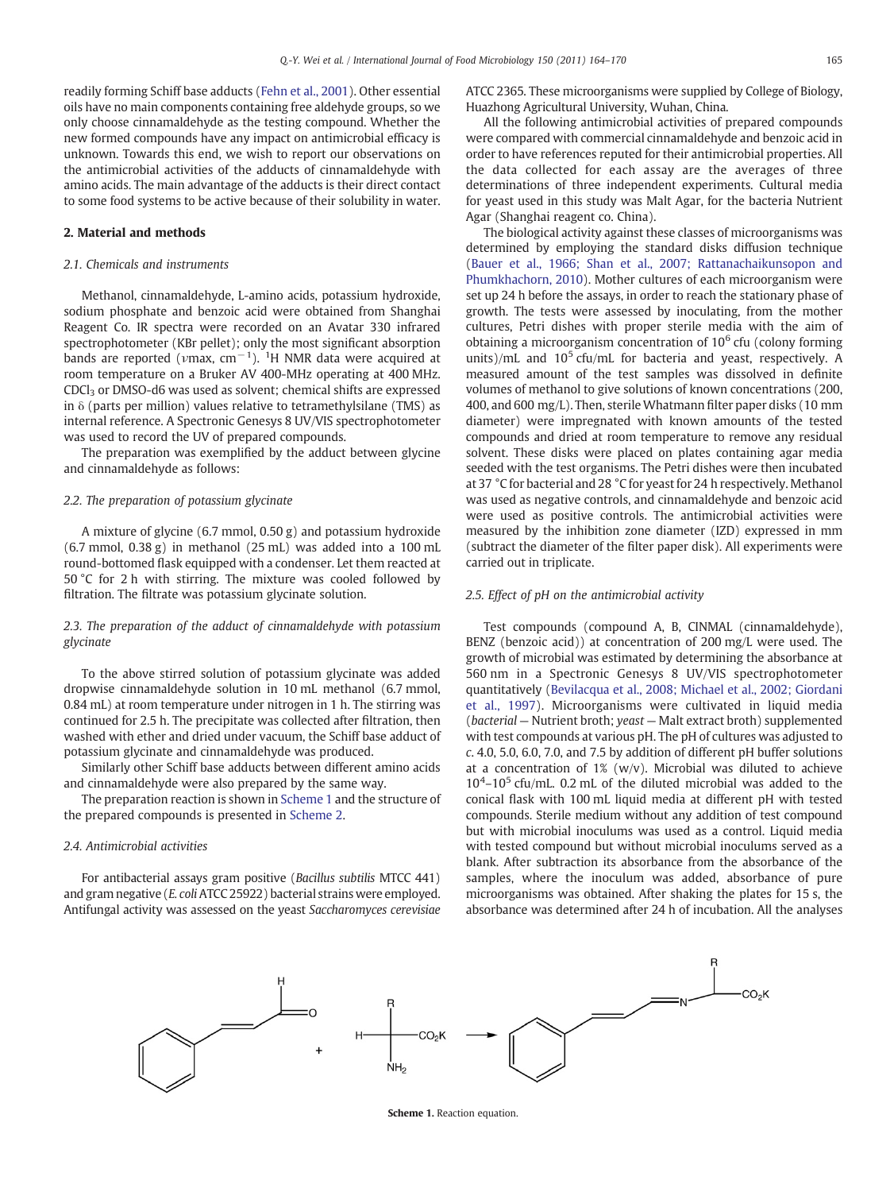readily forming Schiff base adducts (Fehn et al., 2001). Other essential oils have no main components containing free aldehyde groups, so we only choose cinnamaldehyde as the testing compound. Whether the new formed compounds have any impact on antimicrobial efficacy is unknown. Towards this end, we wish to report our observations on the antimicrobial activities of the adducts of cinnamaldehyde with amino acids. The main advantage of the adducts is their direct contact to some food systems to be active because of their solubility in water.

## 2. Material and methods

### 2.1. Chemicals and instruments

Methanol, cinnamaldehyde, L-amino acids, potassium hydroxide, sodium phosphate and benzoic acid were obtained from Shanghai Reagent Co. IR spectra were recorded on an Avatar 330 infrared spectrophotometer (KBr pellet); only the most significant absorption bands are reported ($\nu$max, $cm^{-1}$). $^1H$ NMR data were acquired at room temperature on a Bruker AV 400-MHz operating at 400 MHz. $CDCl_3$ or DMSO-d6 was used as solvent; chemical shifts are expressed in $\delta$ (parts per million) values relative to tetramethylsilane (TMS) as internal reference. A Spectronic Genesys 8 UV/VIS spectrophotometer was used to record the UV of prepared compounds.

The preparation was exemplified by the adduct between glycine and cinnamaldehyde as follows:

### 2.2. The preparation of potassium glycinate

A mixture of glycine (6.7 mmol, 0.50 g) and potassium hydroxide (6.7 mmol, 0.38 g) in methanol (25 mL) was added into a 100 mL round-bottomed flask equipped with a condenser. Let them reacted at 50 °C for 2 h with stirring. The mixture was cooled followed by filtration. The filtrate was potassium glycinate solution.

### 2.3. The preparation of the adduct of cinnamaldehyde with potassium glycinate

To the above stirred solution of potassium glycinate was added dropwise cinnamaldehyde solution in 10 mL methanol (6.7 mmol, 0.84 mL) at room temperature under nitrogen in 1 h. The stirring was continued for 2.5 h. The precipitate was collected after filtration, then washed with ether and dried under vacuum, the Schiff base adduct of potassium glycinate and cinnamaldehyde was produced.

Similarly other Schiff base adducts between different amino acids and cinnamaldehyde were also prepared by the same way.

The preparation reaction is shown in Scheme 1 and the structure of the prepared compounds is presented in Scheme 2.

### 2.4. Antimicrobial activities

For antibacterial assays gram positive (*Bacillus subtilis* MTCC 441) and gram negative (*E. coli* ATCC 25922) bacterial strains were employed. Antifungal activity was assessed on the yeast *Saccharomyces cerevisiae* ATCC 2365. These microorganisms were supplied by College of Biology, Huazhong Agricultural University, Wuhan, China.

All the following antimicrobial activities of prepared compounds were compared with commercial cinnamaldehyde and benzoic acid in order to have references reputed for their antimicrobial properties. All the data collected for each assay are the averages of three determinations of three independent experiments. Cultural media for yeast used in this study was Malt Agar, for the bacteria Nutrient Agar (Shanghai reagent co. China).

The biological activity against these classes of microorganisms was determined by employing the standard disks diffusion technique (Bauer et al., 1966; Shan et al., 2007; Rattanachaikunsopon and Phumkhachorn, 2010). Mother cultures of each microorganism were set up 24 h before the assays, in order to reach the stationary phase of growth. The tests were assessed by inoculating, from the mother cultures, Petri dishes with proper sterile media with the aim of obtaining a microorganism concentration of $10^6$ cfu (colony forming units)/mL and $10^5$ cfu/mL for bacteria and yeast, respectively. A measured amount of the test samples was dissolved in definite volumes of methanol to give solutions of known concentrations (200, 400, and 600 mg/L). Then, sterile Whatmann filter paper disks (10 mm diameter) were impregnated with known amounts of the tested compounds and dried at room temperature to remove any residual solvent. These disks were placed on plates containing agar media seeded with the test organisms. The Petri dishes were then incubated at 37 °C for bacterial and 28 °C for yeast for 24 h respectively. Methanol was used as negative controls, and cinnamaldehyde and benzoic acid were used as positive controls. The antimicrobial activities were measured by the inhibition zone diameter (IZD) expressed in mm (subtract the diameter of the filter paper disk). All experiments were carried out in triplicate.

### 2.5. Effect of pH on the antimicrobial activity

Test compounds (compound A, B, CINMAL (cinnamaldehyde), BENZ (benzoic acid)) at concentration of 200 mg/L were used. The growth of microbial was estimated by determining the absorbance at 560 nm in a Spectronic Genesys 8 UV/VIS spectrophotometer quantitatively (Bevilacqua et al., 2008; Michael et al., 2002; Giordani et al., 1997). Microorganisms were cultivated in liquid media (*bacterial* — Nutrient broth; *yeast* — Malt extract broth) supplemented with test compounds at various pH. The pH of cultures was adjusted to *c.* 4.0, 5.0, 6.0, 7.0, and 7.5 by addition of different pH buffer solutions at a concentration of 1% (w/v). Microbial was diluted to achieve $10^4$–$10^5$ cfu/mL. 0.2 mL of the diluted microbial was added to the conical flask with 100 mL liquid media at different pH with tested compounds. Sterile medium without any addition of test compound but with microbial inoculums was used as a control. Liquid media with tested compound but without microbial inoculums served as a blank. After subtraction its absorbance from the absorbance of the samples, where the inoculum was added, absorbance of pure microorganisms was obtained. After shaking the plates for 15 s, the absorbance was determined after 24 h of incubation. All the analyses

**Scheme 1.** Reaction equation.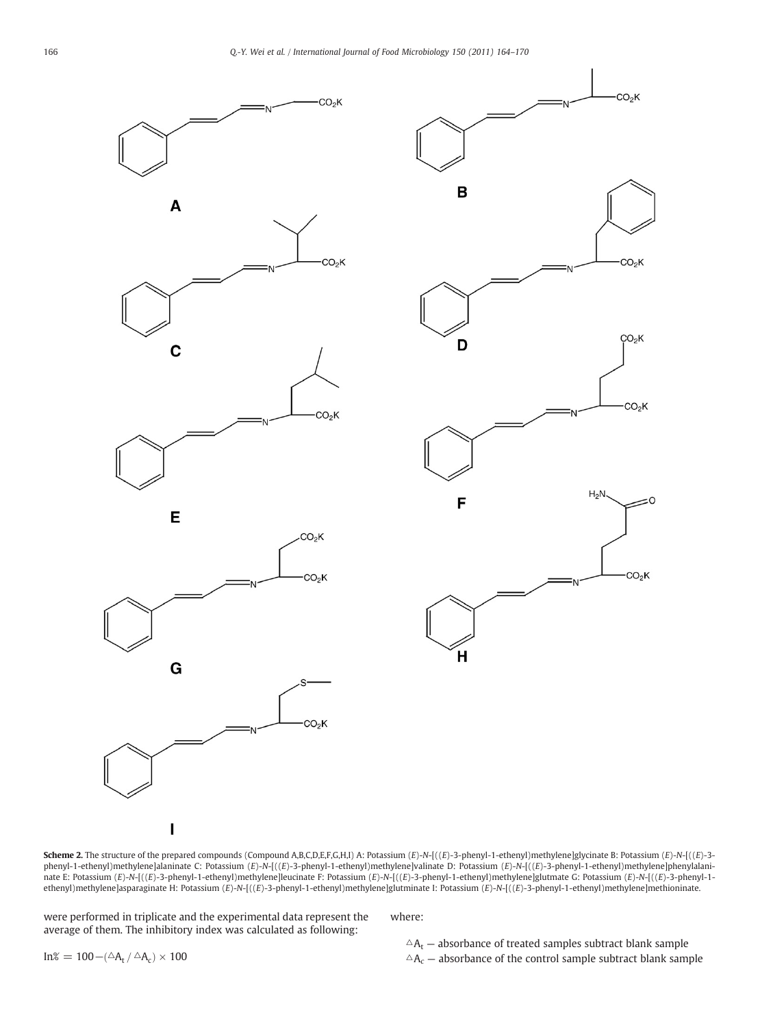**Scheme 2.** The structure of the prepared compounds (Compound A,B,C,D,E,F,G,H,I) A: Potassium (*E*)-*N*-[((*E*)-3-phenyl-1-ethenyl)methylene]glycinate B: Potassium (*E*)-*N*-[((*E*)-3-phenyl-1-ethenyl)methylene]alaninate C: Potassium (*E*)-*N*-[((*E*)-3-phenyl-1-ethenyl)methylene]valinate D: Potassium (*E*)-*N*-[((*E*)-3-phenyl-1-ethenyl)methylene]phenylalaninate E: Potassium (*E*)-*N*-[((*E*)-3-phenyl-1-ethenyl)methylene]leucinate F: Potassium (*E*)-*N*-[((*E*)-3-phenyl-1-ethenyl)methylene]glutmate G: Potassium (*E*)-*N*-[((*E*)-3-phenyl-1-ethenyl)methylene]asparaginate H: Potassium (*E*)-*N*-[((*E*)-3-phenyl-1-ethenyl)methylene]glutminate I: Potassium (*E*)-*N*-[((*E*)-3-phenyl-1-ethenyl)methylene]methioninate.

were performed in triplicate and the experimental data represent the average of them. The inhibitory index was calculated as following:

$$\mathrm{In}\% = 100 - (\triangle A_t / \triangle A_c) \times 100$$

where:

$\triangle A_t$ – absorbance of treated samples subtract blank sample
$\triangle A_c$ – absorbance of the control sample subtract blank sample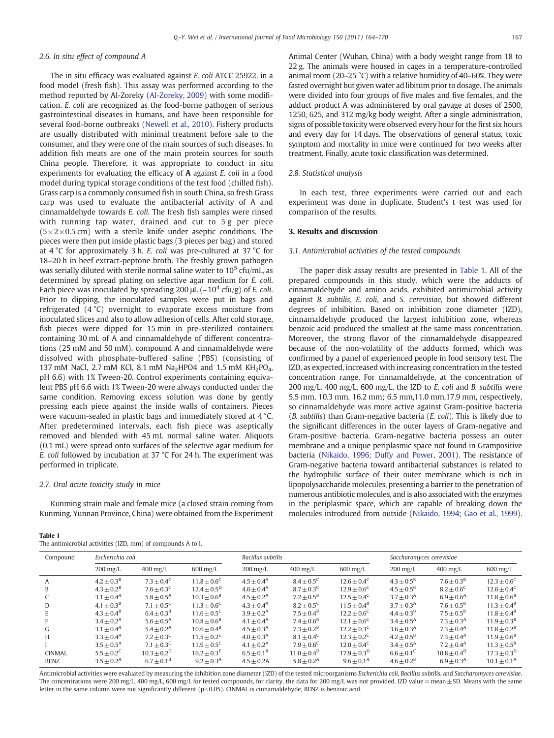### 2.6. In situ effect of compound A

The in situ efficacy was evaluated against *E. coli* ATCC 25922. in a food model (fresh fish). This assay was performed according to the method reported by Al-Zoreky (Al-Zoreky, 2009) with some modification. *E. coli* are recognized as the food-borne pathogen of serious gastrointestinal diseases in humans, and have been responsible for several food-borne outbreaks (Newell et al., 2010). Fishery products are usually distributed with minimal treatment before sale to the consumer, and they were one of the main sources of such diseases. In addition fish meats are one of the main protein sources for south China people. Therefore, it was appropriate to conduct in situ experiments for evaluating the efficacy of **A** against *E. coli* in a food model during typical storage conditions of the test food (chilled fish). Grass carp is a commonly consumed fish in south China, so fresh Grass carp was used to evaluate the antibacterial activity of A and cinnamaldehyde towards *E. coli*. The fresh fish samples were rinsed with running tap water, drained and cut to 5 g per piece (5×2×0.5 cm) with a sterile knife under aseptic conditions. The pieces were then put inside plastic bags (3 pieces per bag) and stored at 4 °C for approximately 3 h. *E. coli* was pre-cultured at 37 °C for 18–20 h in beef extract-peptone broth. The freshly grown pathogen was serially diluted with sterile normal saline water to $10^5$ cfu/mL, as determined by spread plating on selective agar medium for *E. coli*. Each piece was inoculated by spreading 200 μL (~$10^4$ cfu/g) of *E. coli*. Prior to dipping, the inoculated samples were put in bags and refrigerated (4 °C) overnight to evaporate excess moisture from inoculated slices and also to allow adhesion of cells. After cold storage, fish pieces were dipped for 15 min in pre-sterilized containers containing 30 mL of A and cinnamaldehyde of different concentrations (25 mM and 50 mM). compound A and cinnamaldehyde were dissolved with phosphate-buffered saline (PBS) (consisting of 137 mM NaCl, 2.7 mM KCl, 8.1 mM $Na_2HPO4$ and 1.5 mM $KH_2PO_4$, pH 6.6) with 1% Tween-20. Control experiments containing equivalent PBS pH 6.6 with 1% Tween-20 were always conducted under the same condition. Removing excess solution was done by gently pressing each piece against the inside walls of containers. Pieces were vacuum-sealed in plastic bags and immediately stored at 4 °C. After predetermined intervals, each fish piece was aseptically removed and blended with 45 mL normal saline water. Aliquots (0.1 mL) were spread onto surfaces of the selective agar medium for *E. coli* followed by incubation at 37 °C For 24 h. The experiment was performed in triplicate.

### 2.7. Oral acute toxicity study in mice

Kunming strain male and female mice (a closed strain coming from Kunming, Yunnan Province, China) were obtained from the Experiment Animal Center (Wuhan, China) with a body weight range from 18 to 22 g. The animals were housed in cages in a temperature-controlled animal room (20–25 °C) with a relative humidity of 40–60%. They were fasted overnight but given water ad libitum prior to dosage. The animals were divided into four groups of five males and five females, and the adduct product A was administered by oral gavage at doses of 2500, 1250, 625, and 312 mg/kg body weight. After a single administration, signs of possible toxicity were observed every hour for the first six hours and every day for 14 days. The observations of general status, toxic symptom and mortality in mice were continued for two weeks after treatment. Finally, acute toxic classification was determined.

### 2.8. Statistical analysis

In each test, three experiments were carried out and each experiment was done in duplicate. Student's t test was used for comparison of the results.

## 3. Results and discussion

### 3.1. Antimicrobial activities of the tested compounds

The paper disk assay results are presented in Table 1. All of the prepared compounds in this study, which were the adducts of cinnamaldehyde and amino acids, exhibited antimicrobial activity against *B. subtilis*, *E. coli*, and *S. cerevisiae*, but showed different degrees of inhibition. Based on inhibition zone diameter (IZD), cinnamaldehyde produced the largest inhibition zone, whereas benzoic acid produced the smallest at the same mass concentration. Moreover, the strong flavor of the cinnamaldehyde disappeared because of the non-volatility of the adducts formed, which was confirmed by a panel of experienced people in food sensory test. The IZD, as expected, increased with increasing concentration in the tested concentration range. For cinnamaldehyde, at the concentration of 200 mg/L, 400 mg/L, 600 mg/L, the IZD to *E. coli* and *B. subtilis* were 5.5 mm, 10.3 mm, 16.2 mm; 6.5 mm,11.0 mm,17.9 mm, respectively, so cinnamaldehyde was more active against Gram-positive bacteria (*B. subtilis*) than Gram-negative bacteria (*E. coli*). This is likely due to the significant differences in the outer layers of Gram-negative and Gram-positive bacteria. Gram-negative bacteria possess an outer membrane and a unique periplasmic space not found in Grampositive bacteria (Nikaido, 1996; Duffy and Power, 2001). The resistance of Gram-negative bacteria toward antibacterial substances is related to the hydrophilic surface of their outer membrane which is rich in lipopolysaccharide molecules, presenting a barrier to the penetration of numerous antibiotic molecules, and is also associated with the enzymes in the periplasmic space, which are capable of breaking down the molecules introduced from outside (Nikaido, 1994; Gao et al., 1999).

**Table 1**
The antimicrobial activities (IZD, mm) of compounds A to I.

| Compound | *Escherichia coli* | | | *Bacillus subtilis* | | | *Saccharomyces cerevisiae* | | |
|---|---|---|---|---|---|---|---|---|---|
| | 200 mg/L | 400 mg/L | 600 mg/L | 200 mg/L | 400 mg/L | 600 mg/L | 200 mg/L | 400 mg/L | 600 mg/L |
| A | $4.2 \pm 0.3^B$ | $7.3 \pm 0.4^C$ | $11.8 \pm 0.6^C$ | $4.5 \pm 0.4^A$ | $8.4 \pm 0.5^C$ | $12.6 \pm 0.4^C$ | $4.3 \pm 0.5^B$ | $7.6 \pm 0.3^B$ | $12.3 \pm 0.6^C$ |
| B | $4.3 \pm 0.2^B$ | $7.6 \pm 0.3^C$ | $12.4 \pm 0.5^D$ | $4.6 \pm 0.4^A$ | $8.7 \pm 0.3^C$ | $12.9 \pm 0.6^C$ | $4.5 \pm 0.5^B$ | $8.2 \pm 0.6^C$ | $12.6 \pm 0.4^C$ |
| C | $3.1 \pm 0.4^A$ | $5.8 \pm 0.5^A$ | $10.3 \pm 0.6^B$ | $4.5 \pm 0.2^A$ | $7.2 \pm 0.5^B$ | $12.5 \pm 0.4^C$ | $3.7 \pm 0.3^A$ | $6.9 \pm 0.6^A$ | $11.8 \pm 0.6^B$ |
| D | $4.1 \pm 0.3^B$ | $7.1 \pm 0.5^C$ | $11.3 \pm 0.6^C$ | $4.3 \pm 0.4^A$ | $8.2 \pm 0.5^C$ | $11.5 \pm 0.4^B$ | $3.7 \pm 0.5^A$ | $7.6 \pm 0.5^B$ | $11.3 \pm 0.4^B$ |
| E | $4.3 \pm 0.4^B$ | $6.4 \pm 0.3^B$ | $11.6 \pm 0.5^C$ | $3.9 \pm 0.2^A$ | $7.5 \pm 0.4^B$ | $12.2 \pm 0.6^C$ | $4.4 \pm 0.3^B$ | $7.5 \pm 0.5^B$ | $11.8 \pm 0.4^B$ |
| F | $3.4 \pm 0.2^A$ | $5.6 \pm 0.5^A$ | $10.8 \pm 0.6^B$ | $4.1 \pm 0.4^A$ | $7.4 \pm 0.6^B$ | $12.1 \pm 0.6^C$ | $3.4 \pm 0.5^A$ | $7.3 \pm 0.3^A$ | $11.9 \pm 0.3^B$ |
| G | $3.1 \pm 0.4^A$ | $5.4 \pm 0.2^A$ | $10.6 \pm 0.4^B$ | $4.5 \pm 0.3^A$ | $7.3 \pm 0.2^B$ | $12.2 \pm 0.3^C$ | $3.6 \pm 0.3^A$ | $7.3 \pm 0.4^A$ | $11.8 \pm 0.2^B$ |
| H | $3.3 \pm 0.4^A$ | $7.2 \pm 0.3^C$ | $11.5 \pm 0.2^C$ | $4.0 \pm 0.3^A$ | $8.1 \pm 0.4^C$ | $12.3 \pm 0.2^C$ | $4.2 \pm 0.5^B$ | $7.3 \pm 0.4^A$ | $11.9 \pm 0.6^B$ |
| I | $3.5 \pm 0.5^A$ | $7.1 \pm 0.3^C$ | $11.9 \pm 0.5^C$ | $4.1 \pm 0.2^A$ | $7.9 \pm 0.6^C$ | $12.0 \pm 0.4^C$ | $3.4 \pm 0.5^A$ | $7.2 \pm 0.5^A$ | $11.3 \pm 0.5^B$ |
| CINMAL | $5.5 \pm 0.2^C$ | $10.3 \pm 0.2^D$ | $16.2 \pm 0.3^E$ | $6.5 \pm 0.1^B$ | $11.0 \pm 0.4^D$ | $17.9 \pm 0.3^D$ | $6.6 \pm 0.1^C$ | $10.8 \pm 0.4^D$ | $17.3 \pm 0.3^D$ |
| BENZ | $3.5 \pm 0.2^A$ | $6.7 \pm 0.1^B$ | $9.2 \pm 0.3^A$ | $4.5 \pm 0.2A$ | $5.8 \pm 0.2^A$ | $9.6 \pm 0.1^A$ | $4.6 \pm 0.2^B$ | $6.9 \pm 0.3^A$ | $10.1 \pm 0.1^A$ |

Antimicrobial activities were evaluated by measuring the inhibition zone diameter (IZD) of the tested microorganisms *Escherichia coli*, *Bacillus subtilis*, and *Saccharomyces cerevisiae*. The concentrations were 200 mg/L, 400 mg/L, 600 mg/L for tested compounds, for clarity, the data for 200 mg/L was not provided. IZD value = mean ± SD. Means with the same letter in the same column were not significantly different ($p<0.05$). CINMAL is cinnamaldehyde, BENZ is benzoic acid.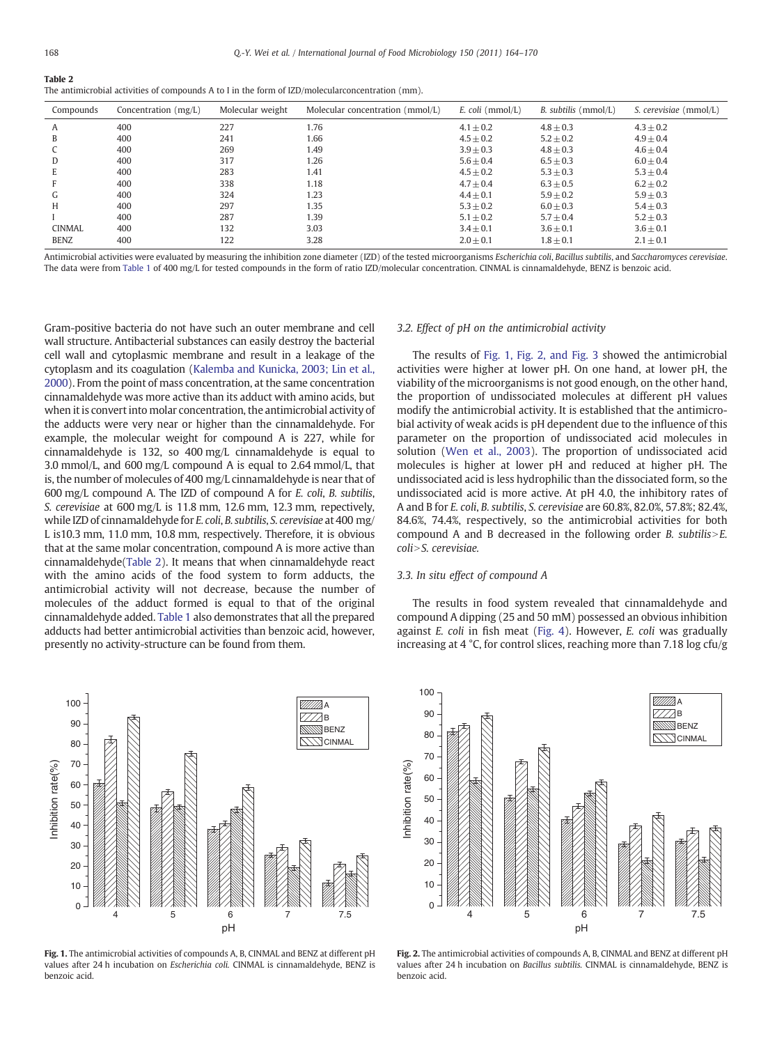**Table 2**
The antimicrobial activities of compounds A to I in the form of IZD/molecularconcentration (mm).

| Compounds | Concentration (mg/L) | Molecular weight | Molecular concentration (mmol/L) | *E. coli* (mmol/L) | *B. subtilis* (mmol/L) | *S. cerevisiae* (mmol/L) |
|---|---|---|---|---|---|---|
| A | 400 | 227 | 1.76 | 4.1 ± 0.2 | 4.8 ± 0.3 | 4.3 ± 0.2 |
| B | 400 | 241 | 1.66 | 4.5 ± 0.2 | 5.2 ± 0.2 | 4.9 ± 0.4 |
| C | 400 | 269 | 1.49 | 3.9 ± 0.3 | 4.8 ± 0.3 | 4.6 ± 0.4 |
| D | 400 | 317 | 1.26 | 5.6 ± 0.4 | 6.5 ± 0.3 | 6.0 ± 0.4 |
| E | 400 | 283 | 1.41 | 4.5 ± 0.2 | 5.3 ± 0.3 | 5.3 ± 0.4 |
| F | 400 | 338 | 1.18 | 4.7 ± 0.4 | 6.3 ± 0.5 | 6.2 ± 0.2 |
| G | 400 | 324 | 1.23 | 4.4 ± 0.1 | 5.9 ± 0.2 | 5.9 ± 0.3 |
| H | 400 | 297 | 1.35 | 5.3 ± 0.2 | 6.0 ± 0.3 | 5.4 ± 0.3 |
| I | 400 | 287 | 1.39 | 5.1 ± 0.2 | 5.7 ± 0.4 | 5.2 ± 0.3 |
| CINMAL | 400 | 132 | 3.03 | 3.4 ± 0.1 | 3.6 ± 0.1 | 3.6 ± 0.1 |
| BENZ | 400 | 122 | 3.28 | 2.0 ± 0.1 | 1.8 ± 0.1 | 2.1 ± 0.1 |

Antimicrobial activities were evaluated by measuring the inhibition zone diameter (IZD) of the tested microorganisms *Escherichia coli*, *Bacillus subtilis*, and *Saccharomyces cerevisiae*. The data were from Table 1 of 400 mg/L for tested compounds in the form of ratio IZD/molecular concentration. CINMAL is cinnamaldehyde, BENZ is benzoic acid.

Gram-positive bacteria do not have such an outer membrane and cell wall structure. Antibacterial substances can easily destroy the bacterial cell wall and cytoplasmic membrane and result in a leakage of the cytoplasm and its coagulation (Kalemba and Kunicka, 2003; Lin et al., 2000). From the point of mass concentration, at the same concentration cinnamaldehyde was more active than its adduct with amino acids, but when it is convert into molar concentration, the antimicrobial activity of the adducts were very near or higher than the cinnamaldehyde. For example, the molecular weight for compound A is 227, while for cinnamaldehyde is 132, so 400 mg/L cinnamaldehyde is equal to 3.0 mmol/L, and 600 mg/L compound A is equal to 2.64 mmol/L, that is, the number of molecules of 400 mg/L cinnamaldehyde is near that of 600 mg/L compound A. The IZD of compound A for *E. coli*, *B. subtilis*, *S. cerevisiae* at 600 mg/L is 11.8 mm, 12.6 mm, 12.3 mm, repectively, while IZD of cinnamaldehyde for *E. coli*, *B. subtilis*, *S. cerevisiae* at 400 mg/L is10.3 mm, 11.0 mm, 10.8 mm, respectively. Therefore, it is obvious that at the same molar concentration, compound A is more active than cinnamaldehyde(Table 2). It means that when cinnamaldehyde react with the amino acids of the food system to form adducts, the antimicrobial activity will not decrease, because the number of molecules of the adduct formed is equal to that of the original cinnamaldehyde added. Table 1 also demonstrates that all the prepared adducts had better antimicrobial activities than benzoic acid, however, presently no activity-structure can be found from them.

### 3.2. Effect of pH on the antimicrobial activity

The results of Fig. 1, Fig. 2, and Fig. 3 showed the antimicrobial activities were higher at lower pH. On one hand, at lower pH, the viability of the microorganisms is not good enough, on the other hand, the proportion of undissociated molecules at different pH values modify the antimicrobial activity. It is established that the antimicrobial activity of weak acids is pH dependent due to the influence of this parameter on the proportion of undissociated acid molecules in solution (Wen et al., 2003). The proportion of undissociated acid molecules is higher at lower pH and reduced at higher pH. The undissociated acid is less hydrophilic than the dissociated form, so the undissociated acid is more active. At pH 4.0, the inhibitory rates of A and B for *E. coli*, *B. subtilis*, *S. cerevisiae* are 60.8%, 82.0%, 57.8%; 82.4%, 84.6%, 74.4%, respectively, so the antimicrobial activities for both compound A and B decreased in the following order *B. subtilis*>*E. coli*>*S. cerevisiae*.

### 3.3. In situ effect of compound A

The results in food system revealed that cinnamaldehyde and compound A dipping (25 and 50 mM) possessed an obvious inhibition against *E. coli* in fish meat (Fig. 4). However, *E. coli* was gradually increasing at 4 °C, for control slices, reaching more than 7.18 log cfu/g

**Fig. 1.** The antimicrobial activities of compounds A, B, CINMAL and BENZ at different pH values after 24 h incubation on *Escherichia coli*. CINMAL is cinnamaldehyde, BENZ is benzoic acid.

**Fig. 2.** The antimicrobial activities of compounds A, B, CINMAL and BENZ at different pH values after 24 h incubation on *Bacillus subtilis*. CINMAL is cinnamaldehyde, BENZ is benzoic acid.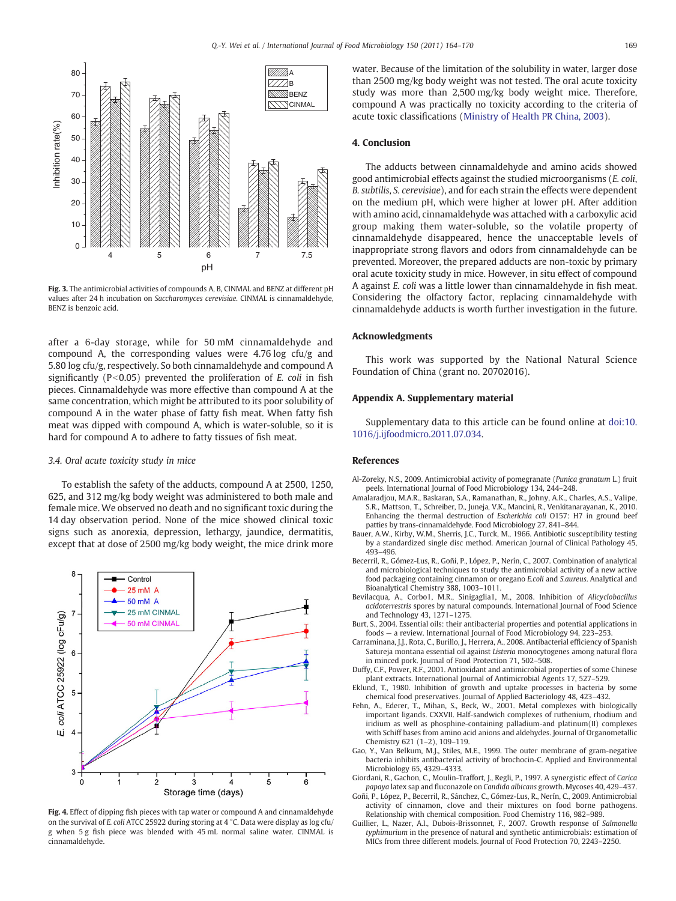Fig. 3. The antimicrobial activities of compounds A, B, CINMAL and BENZ at different pH values after 24 h incubation on *Saccharomyces cerevisiae*. CINMAL is cinnamaldehyde, BENZ is benzoic acid.

after a 6-day storage, while for 50 mM cinnamaldehyde and compound A, the corresponding values were 4.76 log cfu/g and 5.80 log cfu/g, respectively. So both cinnamaldehyde and compound A significantly ($P<0.05$) prevented the proliferation of *E. coli* in fish pieces. Cinnamaldehyde was more effective than compound A at the same concentration, which might be attributed to its poor solubility of compound A in the water phase of fatty fish meat. When fatty fish meat was dipped with compound A, which is water-soluble, so it is hard for compound A to adhere to fatty tissues of fish meat.

### 3.4. Oral acute toxicity study in mice

To establish the safety of the adducts, compound A at 2500, 1250, 625, and 312 mg/kg body weight was administered to both male and female mice. We observed no death and no significant toxic during the 14 day observation period. None of the mice showed clinical toxic signs such as anorexia, depression, lethargy, jaundice, dermatitis, except that at dose of 2500 mg/kg body weight, the mice drink more

Fig. 4. Effect of dipping fish pieces with tap water or compound A and cinnamaldehyde on the survival of *E. coli* ATCC 25922 during storing at 4 °C. Data were display as log cfu/g when 5 g fish piece was blended with 45 mL normal saline water. CINMAL is cinnamaldehyde.

water. Because of the limitation of the solubility in water, larger dose than 2500 mg/kg body weight was not tested. The oral acute toxicity study was more than 2,500 mg/kg body weight mice. Therefore, compound A was practically no toxicity according to the criteria of acute toxic classifications (Ministry of Health PR China, 2003).

## 4. Conclusion

The adducts between cinnamaldehyde and amino acids showed good antimicrobial effects against the studied microorganisms (*E. coli*, *B. subtilis*, *S. cerevisiae*), and for each strain the effects were dependent on the medium pH, which were higher at lower pH. After addition with amino acid, cinnamaldehyde was attached with a carboxylic acid group making them water-soluble, so the volatile property of cinnamaldehyde disappeared, hence the unacceptable levels of inappropriate strong flavors and odors from cinnamaldehyde can be prevented. Moreover, the prepared adducts are non-toxic by primary oral acute toxicity study in mice. However, in situ effect of compound A against *E. coli* was a little lower than cinnamaldehyde in fish meat. Considering the olfactory factor, replacing cinnamaldehyde with cinnamaldehyde adducts is worth further investigation in the future.

## Acknowledgments

This work was supported by the National Natural Science Foundation of China (grant no. 20702016).

## Appendix A. Supplementary material

Supplementary data to this article can be found online at doi:10.1016/j.ijfoodmicro.2011.07.034.

## References

Al-Zoreky, N.S., 2009. Antimicrobial activity of pomegranate (*Punica granatum* L.) fruit peels. International Journal of Food Microbiology 134, 244–248.

Amalaradjou, M.A.R., Baskaran, S.A., Ramanathan, R., Johny, A.K., Charles, A.S., Valipe, S.R., Mattson, T., Schreiber, D., Juneja, V.K., Mancini, R., Venkitanarayanan, K., 2010. Enhancing the thermal destruction of *Escherichia coli* O157: H7 in ground beef patties by trans-cinnamaldehyde. Food Microbiology 27, 841–844.

Bauer, A.W., Kirby, W.M., Sherris, J.C., Turck, M., 1966. Antibiotic susceptibility testing by a standardized single disc method. American Journal of Clinical Pathology 45, 493–496.

Becerril, R., Gómez-Lus, R., Goñi, P., López, P., Nerín, C., 2007. Combination of analytical and microbiological techniques to study the antimicrobial activity of a new active food packaging containing cinnamon or oregano E.coli and S.aureus. Analytical and Bioanalytical Chemistry 388, 1003–1011.

Bevilacqua, A., Corbo1, M.R., Sinigaglia1, M., 2008. Inhibition of *Alicyclobacillus acidoterrestris* spores by natural compounds. International Journal of Food Science and Technology 43, 1271–1275.

Burt, S., 2004. Essential oils: their antibacterial properties and potential applications in foods — a review. International Journal of Food Microbiology 94, 223–253.

Carraminana, J.J., Rota, C., Burillo, J., Herrera, A., 2008. Antibacterial efficiency of Spanish Satureja montana essential oil against *Listeria* monocytogenes among natural flora in minced pork. Journal of Food Protection 71, 502–508.

Duffy, C.F., Power, R.F., 2001. Antioxidant and antimicrobial properties of some Chinese plant extracts. International Journal of Antimicrobial Agents 17, 527–529.

Eklund, T., 1980. Inhibition of growth and uptake processes in bacteria by some chemical food preservatives. Journal of Applied Bacteriology 48, 423–432.

Fehn, A., Ederer, T., Mihan, S., Beck, W., 2001. Metal complexes with biologically important ligands. CXXVII. Half-sandwich complexes of ruthenium, rhodium and iridium as well as phosphine-containing palladium-and platinum(II) complexes with Schiff bases from amino acid anions and aldehydes. Journal of Organometallic Chemistry 621 (1–2), 109–119.

Gao, Y., Van Belkum, M.J., Stiles, M.E., 1999. The outer membrane of gram-negative bacteria inhibits antibacterial activity of brochocin-C. Applied and Environmental Microbiology 65, 4329–4333.

Giordani, R., Gachon, C., Moulin-Traffort, J., Regli, P., 1997. A synergistic effect of *Carica papaya* latex sap and fluconazole on *Candida albicans* growth. Mycoses 40, 429–437.

Goñi, P., López, P., Becerril, R., Sánchez, C., Gómez-Lus, R., Nerín, C., 2009. Antimicrobial activity of cinnamon, clove and their mixtures on food borne pathogens. Relationship with chemical composition. Food Chemistry 116, 982–989.

Guillier, L., Nazer, A.I., Dubois-Brissonnet, F., 2007. Growth response of *Salmonella typhimurium* in the presence of natural and synthetic antimicrobials: estimation of MICs from three different models. Journal of Food Protection 70, 2243–2250.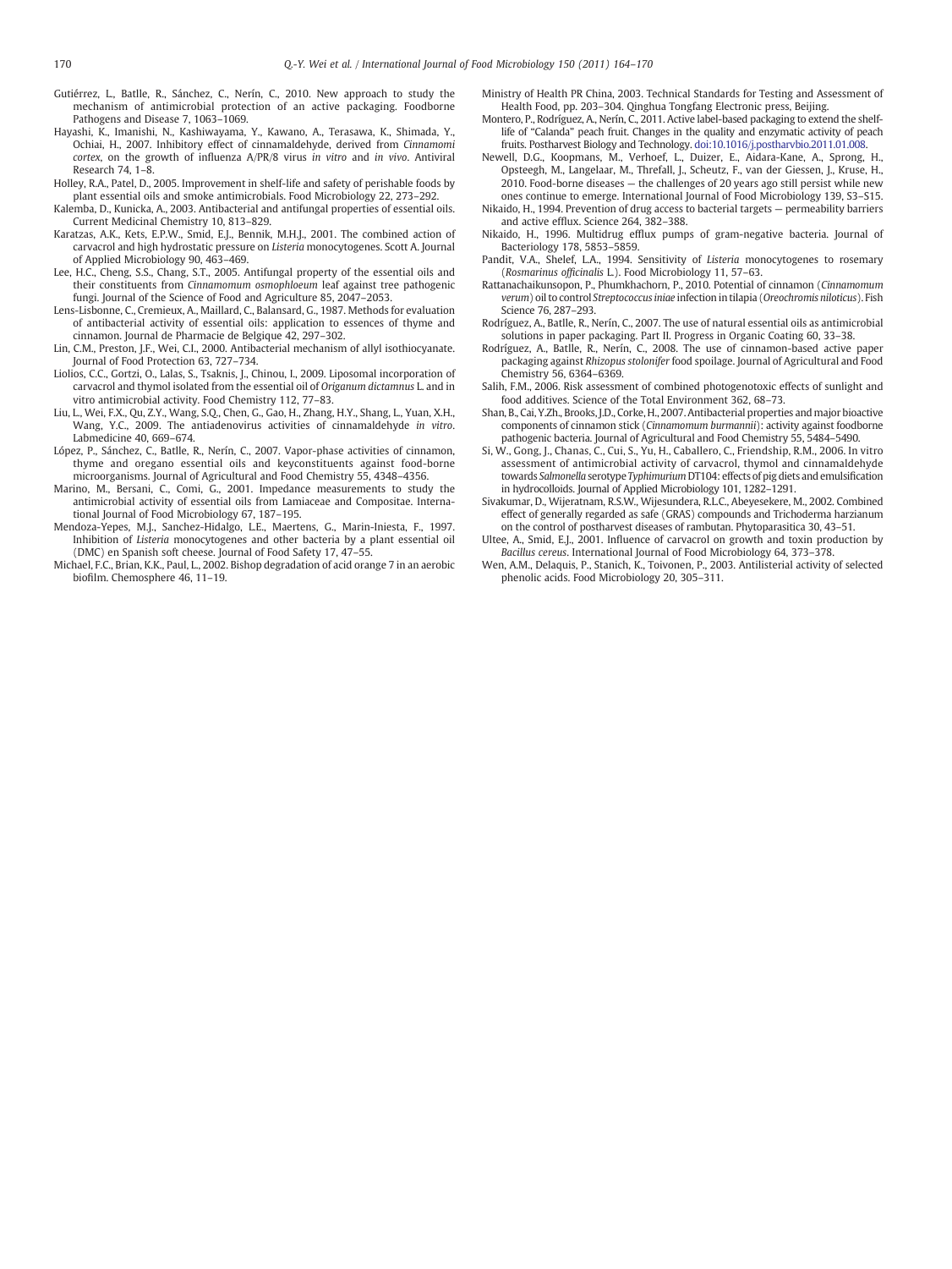Gutiérrez, L., Batlle, R., Sánchez, C., Nerín, C., 2010. New approach to study the mechanism of antimicrobial protection of an active packaging. Foodborne Pathogens and Disease 7, 1063–1069.

Hayashi, K., Imanishi, N., Kashiwayama, Y., Kawano, A., Terasawa, K., Shimada, Y., Ochiai, H., 2007. Inhibitory effect of cinnamaldehyde, derived from *Cinnamomi cortex*, on the growth of influenza A/PR/8 virus *in vitro* and *in vivo*. Antiviral Research 74, 1–8.

Holley, R.A., Patel, D., 2005. Improvement in shelf-life and safety of perishable foods by plant essential oils and smoke antimicrobials. Food Microbiology 22, 273–292.

Kalemba, D., Kunicka, A., 2003. Antibacterial and antifungal properties of essential oils. Current Medicinal Chemistry 10, 813–829.

Karatzas, A.K., Kets, E.P.W., Smid, E.J., Bennik, M.H.J., 2001. The combined action of carvacrol and high hydrostatic pressure on *Listeria* monocytogenes. Scott A. Journal of Applied Microbiology 90, 463–469.

Lee, H.C., Cheng, S.S., Chang, S.T., 2005. Antifungal property of the essential oils and their constituents from *Cinnamomum osmophloeum* leaf against tree pathogenic fungi. Journal of the Science of Food and Agriculture 85, 2047–2053.

Lens-Lisbonne, C., Cremieux, A., Maillard, C., Balansard, G., 1987. Methods for evaluation of antibacterial activity of essential oils: application to essences of thyme and cinnamon. Journal de Pharmacie de Belgique 42, 297–302.

Lin, C.M., Preston, J.F., Wei, C.I., 2000. Antibacterial mechanism of allyl isothiocyanate. Journal of Food Protection 63, 727–734.

Liolios, C.C., Gortzi, O., Lalas, S., Tsaknis, J., Chinou, I., 2009. Liposomal incorporation of carvacrol and thymol isolated from the essential oil of *Origanum dictamnus* L. and in vitro antimicrobial activity. Food Chemistry 112, 77–83.

Liu, L., Wei, F.X., Qu, Z.Y., Wang, S.Q., Chen, G., Gao, H., Zhang, H.Y., Shang, L., Yuan, X.H., Wang, Y.C., 2009. The antiadenovirus activities of cinnamaldehyde *in vitro*. Labmedicine 40, 669–674.

López, P., Sánchez, C., Batlle, R., Nerín, C., 2007. Vapor-phase activities of cinnamon, thyme and oregano essential oils and keyconstituents against food-borne microorganisms. Journal of Agricultural and Food Chemistry 55, 4348–4356.

Marino, M., Bersani, C., Comi, G., 2001. Impedance measurements to study the antimicrobial activity of essential oils from Lamiaceae and Compositae. International Journal of Food Microbiology 67, 187–195.

Mendoza-Yepes, M.J., Sanchez-Hidalgo, L.E., Maertens, G., Marin-Iniesta, F., 1997. Inhibition of *Listeria* monocytogenes and other bacteria by a plant essential oil (DMC) en Spanish soft cheese. Journal of Food Safety 17, 47–55.

Michael, F.C., Brian, K.K., Paul, L., 2002. Bishop degradation of acid orange 7 in an aerobic biofilm. Chemosphere 46, 11–19.

Ministry of Health PR China, 2003. Technical Standards for Testing and Assessment of Health Food, pp. 203–304. Qinghua Tongfang Electronic press, Beijing.

Montero, P., Rodríguez, A., Nerín, C., 2011. Active label-based packaging to extend the shelf-life of "Calanda" peach fruit. Changes in the quality and enzymatic activity of peach fruits. Postharvest Biology and Technology. doi:10.1016/j.postharvbio.2011.01.008.

Newell, D.G., Koopmans, M., Verhoef, L., Duizer, E., Aidara-Kane, A., Sprong, H., Opsteegh, M., Langelaar, M., Threfall, J., Scheutz, F., van der Giessen, J., Kruse, H., 2010. Food-borne diseases — the challenges of 20 years ago still persist while new ones continue to emerge. International Journal of Food Microbiology 139, S3–S15.

Nikaido, H., 1994. Prevention of drug access to bacterial targets — permeability barriers and active efflux. Science 264, 382–388.

Nikaido, H., 1996. Multidrug efflux pumps of gram-negative bacteria. Journal of Bacteriology 178, 5853–5859.

Pandit, V.A., Shelef, L.A., 1994. Sensitivity of *Listeria* monocytogenes to rosemary (*Rosmarinus officinalis* L.). Food Microbiology 11, 57–63.

Rattanachaikunsopon, P., Phumkhachorn, P., 2010. Potential of cinnamon (*Cinnamomum verum*) oil to control *Streptococcus iniae* infection in tilapia (*Oreochromis niloticus*). Fish Science 76, 287–293.

Rodríguez, A., Batlle, R., Nerín, C., 2007. The use of natural essential oils as antimicrobial solutions in paper packaging. Part II. Progress in Organic Coating 60, 33–38.

Rodríguez, A., Batlle, R., Nerín, C., 2008. The use of cinnamon-based active paper packaging against *Rhizopus stolonifer* food spoilage. Journal of Agricultural and Food Chemistry 56, 6364–6369.

Salih, F.M., 2006. Risk assessment of combined photogenotoxic effects of sunlight and food additives. Science of the Total Environment 362, 68–73.

Shan, B., Cai, Y.Zh., Brooks, J.D., Corke, H., 2007. Antibacterial properties and major bioactive components of cinnamon stick (*Cinnamomum burmannii*): activity against foodborne pathogenic bacteria. Journal of Agricultural and Food Chemistry 55, 5484–5490.

Si, W., Gong, J., Chanas, C., Cui, S., Yu, H., Caballero, C., Friendship, R.M., 2006. In vitro assessment of antimicrobial activity of carvacrol, thymol and cinnamaldehyde towards *Salmonella* serotype *Typhimurium* DT104: effects of pig diets and emulsification in hydrocolloids. Journal of Applied Microbiology 101, 1282–1291.

Sivakumar, D., Wijeratnam, R.S.W., Wijesundera, R.L.C., Abeyesekere, M., 2002. Combined effect of generally regarded as safe (GRAS) compounds and Trichoderma harzianum on the control of postharvest diseases of rambutan. Phytoparasitica 30, 43–51.

Ultee, A., Smid, E.J., 2001. Influence of carvacrol on growth and toxin production by *Bacillus cereus*. International Journal of Food Microbiology 64, 373–378.

Wen, A.M., Delaquis, P., Stanich, K., Toivonen, P., 2003. Antilisterial activity of selected phenolic acids. Food Microbiology 20, 305–311.